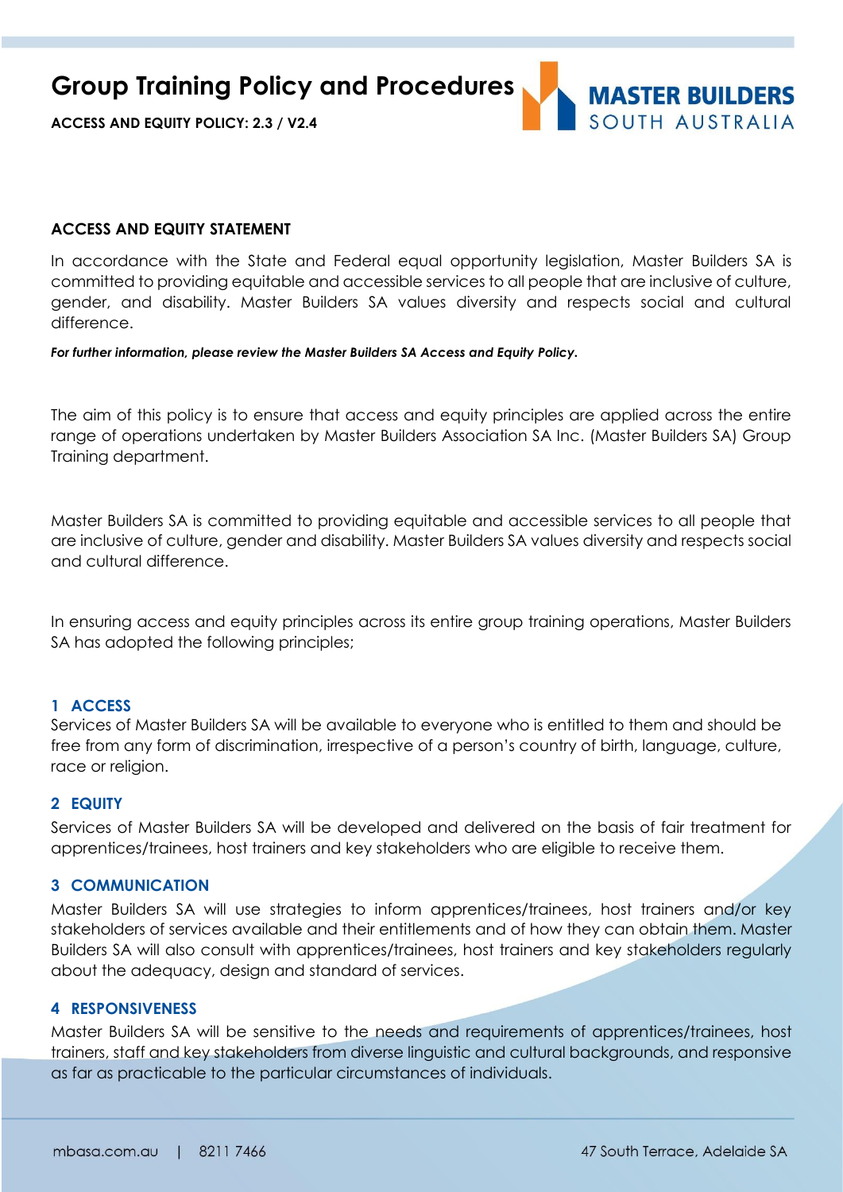# Group Training Policy and Procedures

**ACCESS AND EQUITY POLICY: 2.3 / V2.4**

## ACCESS AND EQUITY STATEMENT

In accordance with the State and Federal equal opportunity legislation, Master Builders SA is committed to providing equitable and accessible services to all people that are inclusive of culture, gender, and disability. Master Builders SA values diversity and respects social and cultural difference.

***For further information, please review the Master Builders SA Access and Equity Policy.***

The aim of this policy is to ensure that access and equity principles are applied across the entire range of operations undertaken by Master Builders Association SA Inc. (Master Builders SA) Group Training department.

Master Builders SA is committed to providing equitable and accessible services to all people that are inclusive of culture, gender and disability. Master Builders SA values diversity and respects social and cultural difference.

In ensuring access and equity principles across its entire group training operations, Master Builders SA has adopted the following principles;

### 1 ACCESS

Services of Master Builders SA will be available to everyone who is entitled to them and should be free from any form of discrimination, irrespective of a person's country of birth, language, culture, race or religion.

### 2 EQUITY

Services of Master Builders SA will be developed and delivered on the basis of fair treatment for apprentices/trainees, host trainers and key stakeholders who are eligible to receive them.

### 3 COMMUNICATION

Master Builders SA will use strategies to inform apprentices/trainees, host trainers and/or key stakeholders of services available and their entitlements and of how they can obtain them. Master Builders SA will also consult with apprentices/trainees, host trainers and key stakeholders regularly about the adequacy, design and standard of services.

### 4 RESPONSIVENESS

Master Builders SA will be sensitive to the needs and requirements of apprentices/trainees, host trainers, staff and key stakeholders from diverse linguistic and cultural backgrounds, and responsive as far as practicable to the particular circumstances of individuals.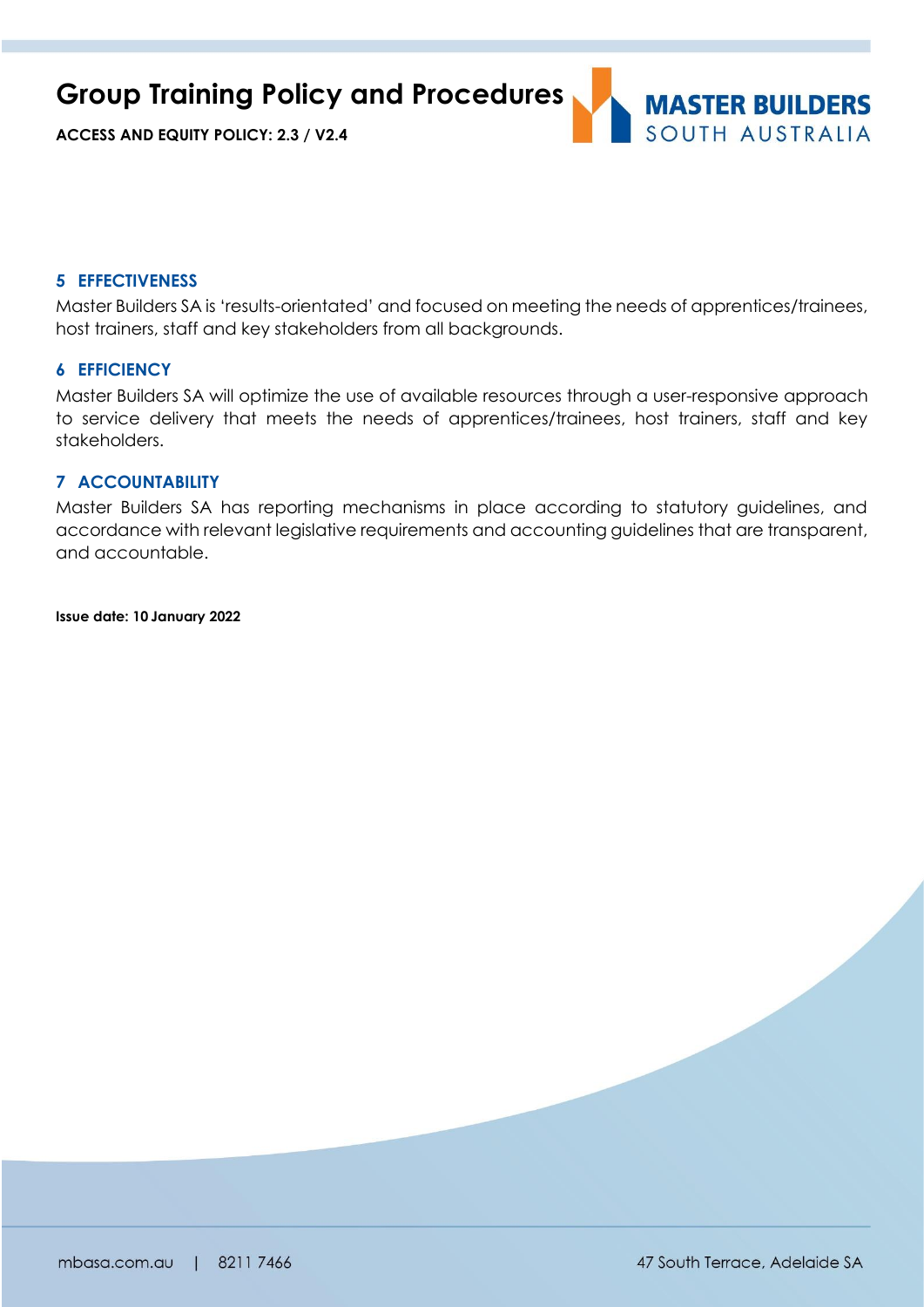## 5 EFFECTIVENESS

Master Builders SA is 'results-orientated' and focused on meeting the needs of apprentices/trainees, host trainers, staff and key stakeholders from all backgrounds.

## 6 EFFICIENCY

Master Builders SA will optimize the use of available resources through a user-responsive approach to service delivery that meets the needs of apprentices/trainees, host trainers, staff and key stakeholders.

## 7 ACCOUNTABILITY

Master Builders SA has reporting mechanisms in place according to statutory guidelines, and accordance with relevant legislative requirements and accounting guidelines that are transparent, and accountable.

**Issue date: 10 January 2022**